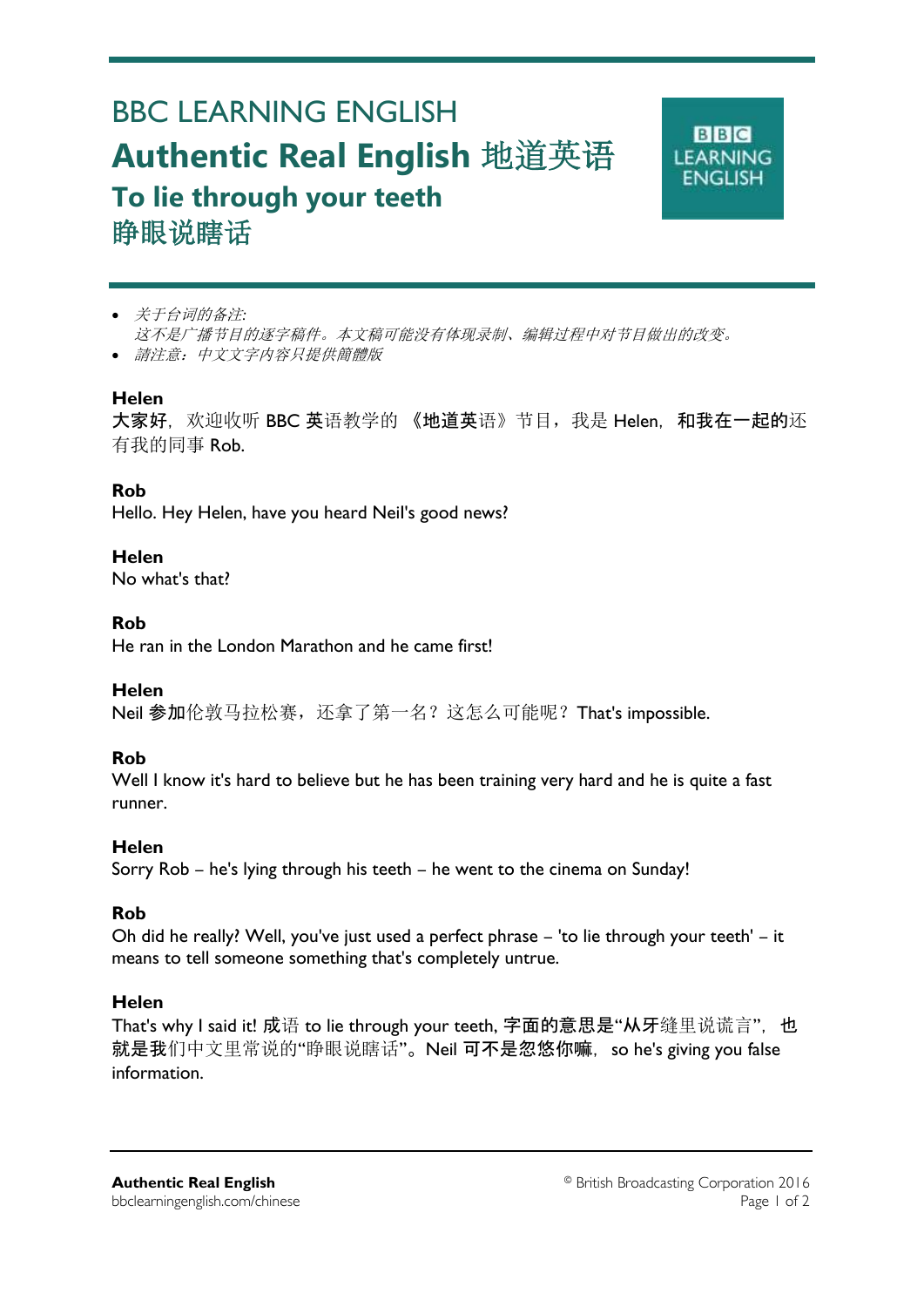# BBC LEARNING ENGLISH

## Authentic Real English 地道英语

## To lie through your teeth

## 睁眼说瞎话

- *关于台词的备注:*
  *这不是广播节目的逐字稿件。本文稿可能没有体现录制、编辑过程中对节目做出的改变。*
- *請注意：中文文字内容只提供簡體版*

**Helen**
大家好，欢迎收听 BBC 英语教学的 《地道英语》节目，我是 Helen，和我在一起的还有我的同事 Rob.

**Rob**
Hello. Hey Helen, have you heard Neil's good news?

**Helen**
No what's that?

**Rob**
He ran in the London Marathon and he came first!

**Helen**
Neil 参加伦敦马拉松赛，还拿了第一名？这怎么可能呢？That's impossible.

**Rob**
Well I know it's hard to believe but he has been training very hard and he is quite a fast runner.

**Helen**
Sorry Rob – he's lying through his teeth – he went to the cinema on Sunday!

**Rob**
Oh did he really? Well, you've just used a perfect phrase – 'to lie through your teeth' – it means to tell someone something that's completely untrue.

**Helen**
That's why I said it! 成语 to lie through your teeth, 字面的意思是"从牙缝里说谎言"，也就是我们中文里常说的"睁眼说瞎话"。Neil 可不是忽悠你嘛，so he's giving you false information.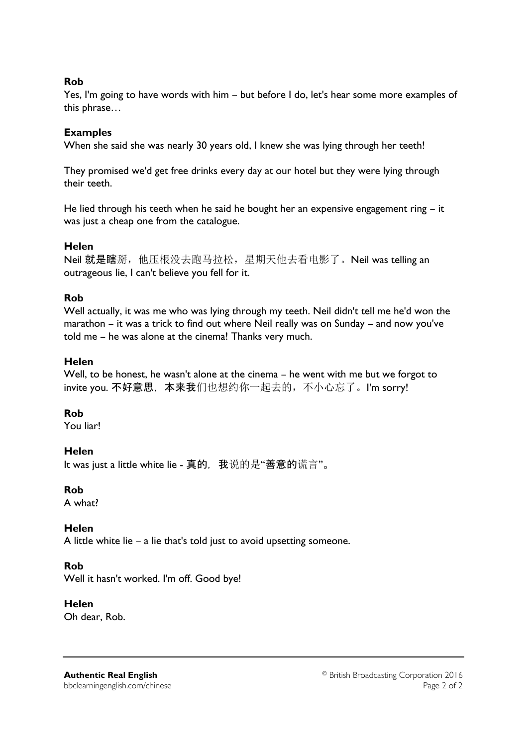**Rob**
Yes, I'm going to have words with him – but before I do, let's hear some more examples of this phrase…

**Examples**
When she said she was nearly 30 years old, I knew she was lying through her teeth!

They promised we'd get free drinks every day at our hotel but they were lying through their teeth.

He lied through his teeth when he said he bought her an expensive engagement ring – it was just a cheap one from the catalogue.

**Helen**
Neil 就是瞎掰，他压根没去跑马拉松，星期天他去看电影了。Neil was telling an outrageous lie, I can't believe you fell for it.

**Rob**
Well actually, it was me who was lying through my teeth. Neil didn't tell me he'd won the marathon – it was a trick to find out where Neil really was on Sunday – and now you've told me – he was alone at the cinema! Thanks very much.

**Helen**
Well, to be honest, he wasn't alone at the cinema – he went with me but we forgot to invite you. 不好意思，本来我们也想约你一起去的，不小心忘了。I'm sorry!

**Rob**
You liar!

**Helen**
It was just a little white lie - 真的，我说的是"善意的谎言"。

**Rob**
A what?

**Helen**
A little white lie – a lie that's told just to avoid upsetting someone.

**Rob**
Well it hasn't worked. I'm off. Good bye!

**Helen**
Oh dear, Rob.